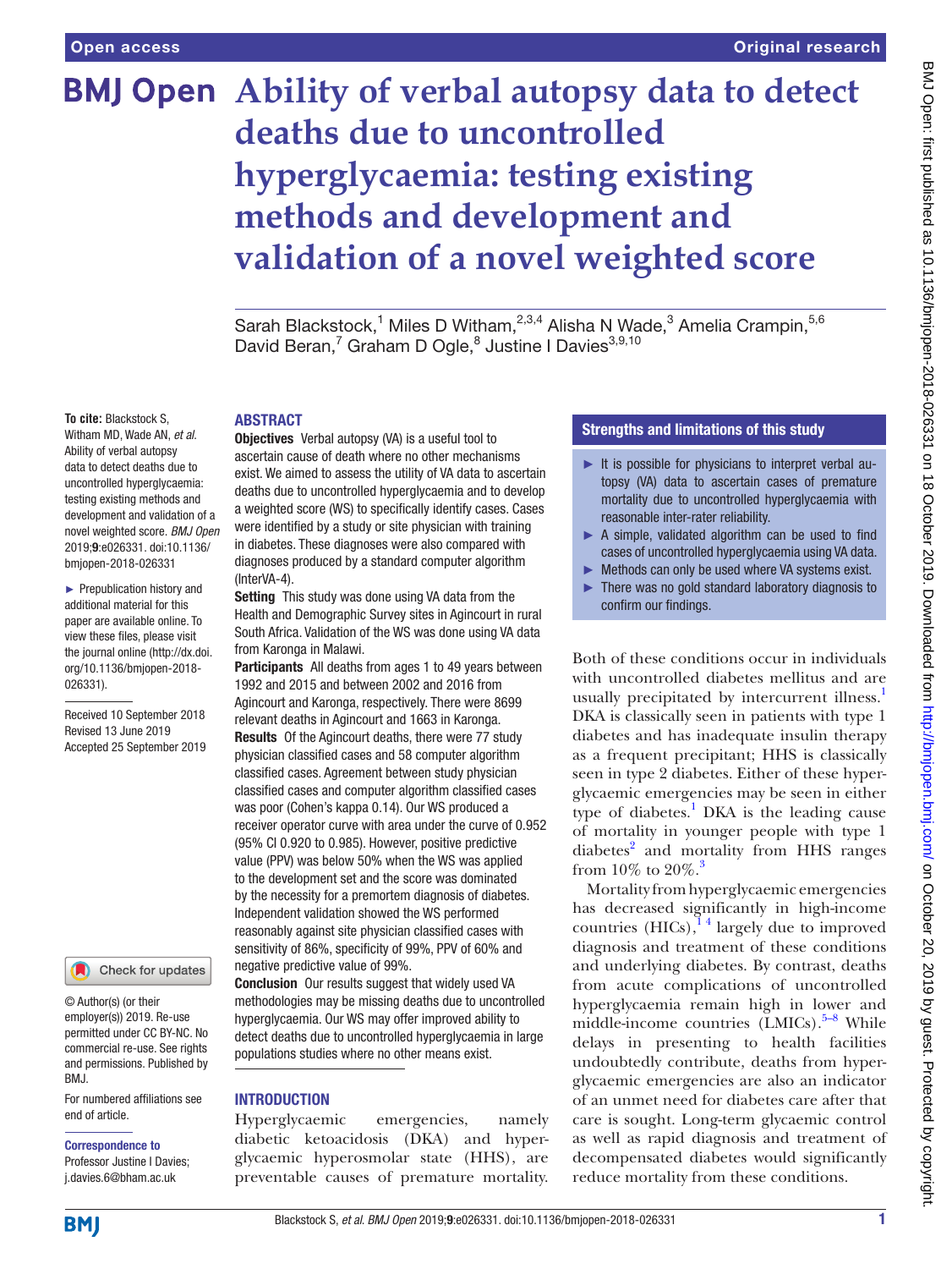Open access

Original research

# Ability of verbal autopsy data to detect deaths due to uncontrolled hyperglycaemia: testing existing methods and development and validation of a novel weighted score

Sarah Blackstock,[1] Miles D Witham,[2,3,4] Alisha N Wade,[3] Amelia Crampin,[5,6] David Beran,[7] Graham D Ogle,[8] Justine I Davies[3,9,10]

**To cite:** Blackstock S, Witham MD, Wade AN, *et al*. Ability of verbal autopsy data to detect deaths due to uncontrolled hyperglycaemia: testing existing methods and development and validation of a novel weighted score. *BMJ Open* 2019;**9**:e026331. doi:10.1136/bmjopen-2018-026331

► Prepublication history and additional material for this paper are available online. To view these files, please visit the journal online (http://dx.doi.org/10.1136/bmjopen-2018-026331).

Received 10 September 2018
Revised 13 June 2019
Accepted 25 September 2019

© Author(s) (or their employer(s)) 2019. Re-use permitted under CC BY-NC. No commercial re-use. See rights and permissions. Published by BMJ.

For numbered affiliations see end of article.

**Correspondence to**
Professor Justine I Davies; j.davies.6@bham.ac.uk

## ABSTRACT

**Objectives** Verbal autopsy (VA) is a useful tool to ascertain cause of death where no other mechanisms exist. We aimed to assess the utility of VA data to ascertain deaths due to uncontrolled hyperglycaemia and to develop a weighted score (WS) to specifically identify cases. Cases were identified by a study or site physician with training in diabetes. These diagnoses were also compared with diagnoses produced by a standard computer algorithm (InterVA-4).

**Setting** This study was done using VA data from the Health and Demographic Survey sites in Agincourt in rural South Africa. Validation of the WS was done using VA data from Karonga in Malawi.

**Participants** All deaths from ages 1 to 49 years between 1992 and 2015 and between 2002 and 2016 from Agincourt and Karonga, respectively. There were 8699 relevant deaths in Agincourt and 1663 in Karonga.

**Results** Of the Agincourt deaths, there were 77 study physician classified cases and 58 computer algorithm classified cases. Agreement between study physician classified cases and computer algorithm classified cases was poor (Cohen's kappa 0.14). Our WS produced a receiver operator curve with area under the curve of 0.952 (95% CI 0.920 to 0.985). However, positive predictive value (PPV) was below 50% when the WS was applied to the development set and the score was dominated by the necessity for a premortem diagnosis of diabetes. Independent validation showed the WS performed reasonably against site physician classified cases with sensitivity of 86%, specificity of 99%, PPV of 60% and negative predictive value of 99%.

**Conclusion** Our results suggest that widely used VA methodologies may be missing deaths due to uncontrolled hyperglycaemia. Our WS may offer improved ability to detect deaths due to uncontrolled hyperglycaemia in large populations studies where no other means exist.

### Strengths and limitations of this study

- ► It is possible for physicians to interpret verbal autopsy (VA) data to ascertain cases of premature mortality due to uncontrolled hyperglycaemia with reasonable inter-rater reliability.
- ► A simple, validated algorithm can be used to find cases of uncontrolled hyperglycaemia using VA data.
- ► Methods can only be used where VA systems exist.
- ► There was no gold standard laboratory diagnosis to confirm our findings.

## INTRODUCTION

Hyperglycaemic emergencies, namely diabetic ketoacidosis (DKA) and hyperglycaemic hyperosmolar state (HHS), are preventable causes of premature mortality. Both of these conditions occur in individuals with uncontrolled diabetes mellitus and are usually precipitated by intercurrent illness.[1] DKA is classically seen in patients with type 1 diabetes and has inadequate insulin therapy as a frequent precipitant; HHS is classically seen in type 2 diabetes. Either of these hyperglycaemic emergencies may be seen in either type of diabetes.[1] DKA is the leading cause of mortality in younger people with type 1 diabetes[2] and mortality from HHS ranges from 10% to 20%.[3]

Mortality from hyperglycaemic emergencies has decreased significantly in high-income countries (HICs),[1 4] largely due to improved diagnosis and treatment of these conditions and underlying diabetes. By contrast, deaths from acute complications of uncontrolled hyperglycaemia remain high in lower and middle-income countries (LMICs).[5–8] While delays in presenting to health facilities undoubtedly contribute, deaths from hyperglycaemic emergencies are also an indicator of an unmet need for diabetes care after that care is sought. Long-term glycaemic control as well as rapid diagnosis and treatment of decompensated diabetes would significantly reduce mortality from these conditions.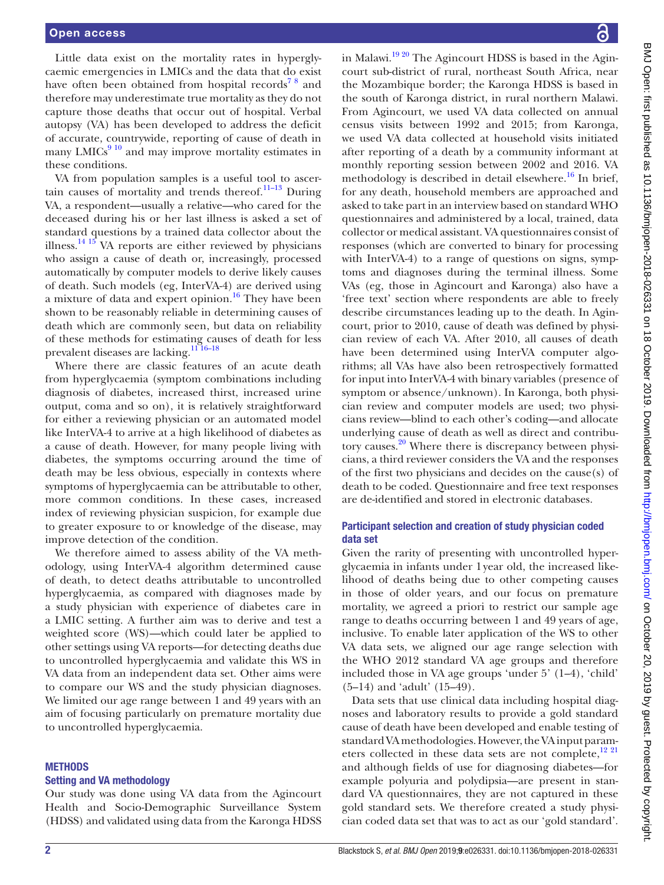Little data exist on the mortality rates in hyperglycaemic emergencies in LMICs and the data that do exist have often been obtained from hospital records[7 8] and therefore may underestimate true mortality as they do not capture those deaths that occur out of hospital. Verbal autopsy (VA) has been developed to address the deficit of accurate, countrywide, reporting of cause of death in many LMICs[9 10] and may improve mortality estimates in these conditions.

VA from population samples is a useful tool to ascertain causes of mortality and trends thereof.[11–13] During VA, a respondent—usually a relative—who cared for the deceased during his or her last illness is asked a set of standard questions by a trained data collector about the illness.[14 15] VA reports are either reviewed by physicians who assign a cause of death or, increasingly, processed automatically by computer models to derive likely causes of death. Such models (eg, InterVA-4) are derived using a mixture of data and expert opinion.[16] They have been shown to be reasonably reliable in determining causes of death which are commonly seen, but data on reliability of these methods for estimating causes of death for less prevalent diseases are lacking.[11 16–18]

Where there are classic features of an acute death from hyperglycaemia (symptom combinations including diagnosis of diabetes, increased thirst, increased urine output, coma and so on), it is relatively straightforward for either a reviewing physician or an automated model like InterVA-4 to arrive at a high likelihood of diabetes as a cause of death. However, for many people living with diabetes, the symptoms occurring around the time of death may be less obvious, especially in contexts where symptoms of hyperglycaemia can be attributable to other, more common conditions. In these cases, increased index of reviewing physician suspicion, for example due to greater exposure to or knowledge of the disease, may improve detection of the condition.

We therefore aimed to assess ability of the VA methodology, using InterVA-4 algorithm determined cause of death, to detect deaths attributable to uncontrolled hyperglycaemia, as compared with diagnoses made by a study physician with experience of diabetes care in a LMIC setting. A further aim was to derive and test a weighted score (WS)—which could later be applied to other settings using VA reports—for detecting deaths due to uncontrolled hyperglycaemia and validate this WS in VA data from an independent data set. Other aims were to compare our WS and the study physician diagnoses. We limited our age range between 1 and 49 years with an aim of focusing particularly on premature mortality due to uncontrolled hyperglycaemia.

## METHODS

### Setting and VA methodology

Our study was done using VA data from the Agincourt Health and Socio-Demographic Surveillance System (HDSS) and validated using data from the Karonga HDSS in Malawi.[19 20] The Agincourt HDSS is based in the Agincourt sub-district of rural, northeast South Africa, near the Mozambique border; the Karonga HDSS is based in the south of Karonga district, in rural northern Malawi. From Agincourt, we used VA data collected on annual census visits between 1992 and 2015; from Karonga, we used VA data collected at household visits initiated after reporting of a death by a community informant at monthly reporting session between 2002 and 2016. VA methodology is described in detail elsewhere.[16] In brief, for any death, household members are approached and asked to take part in an interview based on standard WHO questionnaires and administered by a local, trained, data collector or medical assistant. VA questionnaires consist of responses (which are converted to binary for processing with InterVA-4) to a range of questions on signs, symptoms and diagnoses during the terminal illness. Some VAs (eg, those in Agincourt and Karonga) also have a 'free text' section where respondents are able to freely describe circumstances leading up to the death. In Agincourt, prior to 2010, cause of death was defined by physician review of each VA. After 2010, all causes of death have been determined using InterVA computer algorithms; all VAs have also been retrospectively formatted for input into InterVA-4 with binary variables (presence of symptom or absence/unknown). In Karonga, both physician review and computer models are used; two physicians review—blind to each other's coding—and allocate underlying cause of death as well as direct and contributory causes.[20] Where there is discrepancy between physicians, a third reviewer considers the VA and the responses of the first two physicians and decides on the cause(s) of death to be coded. Questionnaire and free text responses are de-identified and stored in electronic databases.

### Participant selection and creation of study physician coded data set

Given the rarity of presenting with uncontrolled hyperglycaemia in infants under 1 year old, the increased likelihood of deaths being due to other competing causes in those of older years, and our focus on premature mortality, we agreed a priori to restrict our sample age range to deaths occurring between 1 and 49 years of age, inclusive. To enable later application of the WS to other VA data sets, we aligned our age range selection with the WHO 2012 standard VA age groups and therefore included those in VA age groups 'under 5' (1–4), 'child' (5–14) and 'adult' (15–49).

Data sets that use clinical data including hospital diagnoses and laboratory results to provide a gold standard cause of death have been developed and enable testing of standard VA methodologies. However, the VA input parameters collected in these data sets are not complete,[12 21] and although fields of use for diagnosing diabetes—for example polyuria and polydipsia—are present in standard VA questionnaires, they are not captured in these gold standard sets. We therefore created a study physician coded data set that was to act as our 'gold standard'.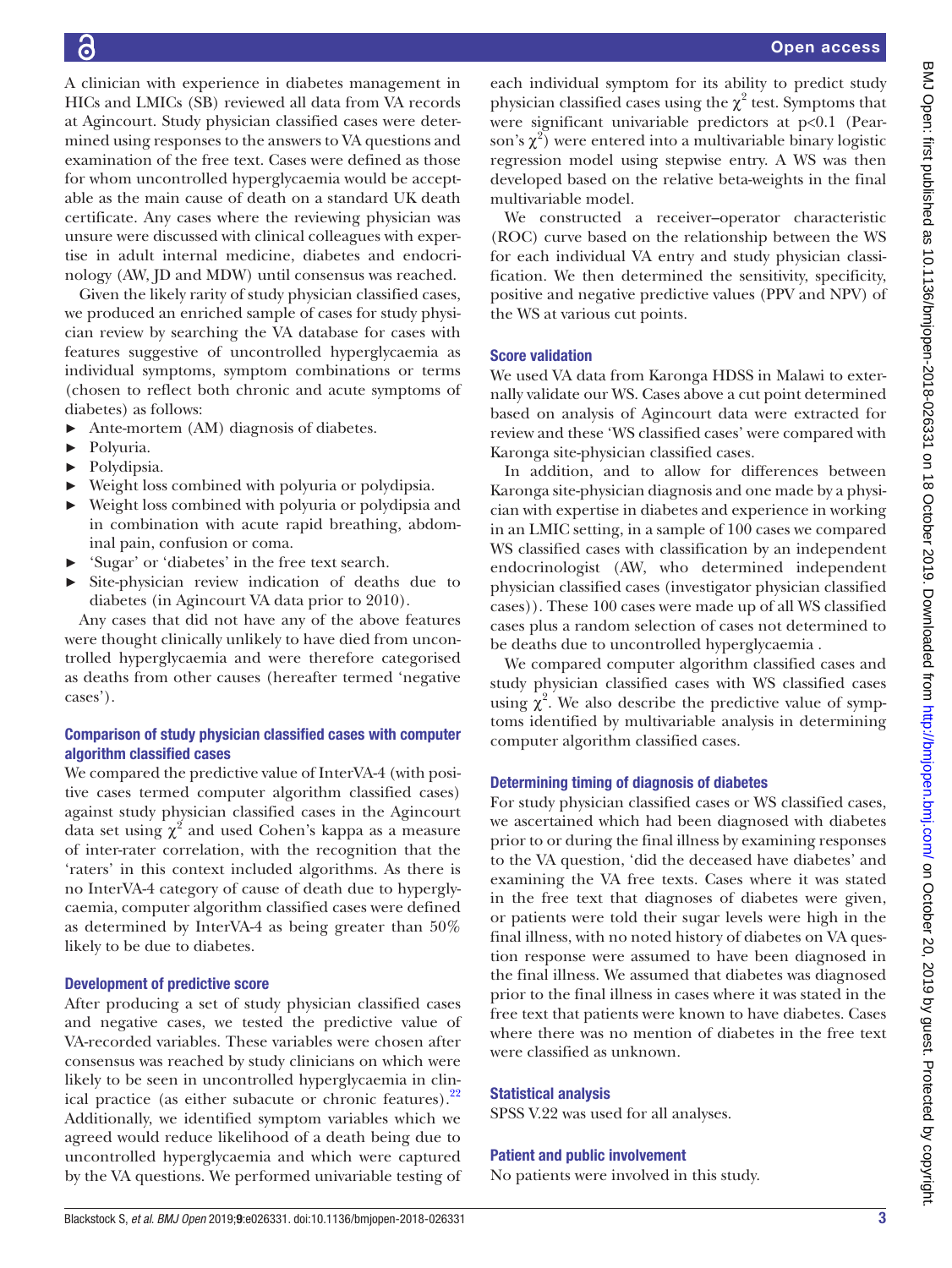A clinician with experience in diabetes management in HICs and LMICs (SB) reviewed all data from VA records at Agincourt. Study physician classified cases were determined using responses to the answers to VA questions and examination of the free text. Cases were defined as those for whom uncontrolled hyperglycaemia would be acceptable as the main cause of death on a standard UK death certificate. Any cases where the reviewing physician was unsure were discussed with clinical colleagues with expertise in adult internal medicine, diabetes and endocrinology (AW, JD and MDW) until consensus was reached.

Given the likely rarity of study physician classified cases, we produced an enriched sample of cases for study physician review by searching the VA database for cases with features suggestive of uncontrolled hyperglycaemia as individual symptoms, symptom combinations or terms (chosen to reflect both chronic and acute symptoms of diabetes) as follows:

- Ante-mortem (AM) diagnosis of diabetes.
- Polyuria.
- Polydipsia.
- Weight loss combined with polyuria or polydipsia.
- Weight loss combined with polyuria or polydipsia and in combination with acute rapid breathing, abdominal pain, confusion or coma.
- 'Sugar' or 'diabetes' in the free text search.
- Site-physician review indication of deaths due to diabetes (in Agincourt VA data prior to 2010).

Any cases that did not have any of the above features were thought clinically unlikely to have died from uncontrolled hyperglycaemia and were therefore categorised as deaths from other causes (hereafter termed 'negative cases').

### Comparison of study physician classified cases with computer algorithm classified cases

We compared the predictive value of InterVA-4 (with positive cases termed computer algorithm classified cases) against study physician classified cases in the Agincourt data set using $\chi^2$ and used Cohen's kappa as a measure of inter-rater correlation, with the recognition that the 'raters' in this context included algorithms. As there is no InterVA-4 category of cause of death due to hyperglycaemia, computer algorithm classified cases were defined as determined by InterVA-4 as being greater than 50% likely to be due to diabetes.

### Development of predictive score

After producing a set of study physician classified cases and negative cases, we tested the predictive value of VA-recorded variables. These variables were chosen after consensus was reached by study clinicians on which were likely to be seen in uncontrolled hyperglycaemia in clinical practice (as either subacute or chronic features).[22] Additionally, we identified symptom variables which we agreed would reduce likelihood of a death being due to uncontrolled hyperglycaemia and which were captured by the VA questions. We performed univariable testing of each individual symptom for its ability to predict study physician classified cases using the $\chi^2$ test. Symptoms that were significant univariable predictors at $p<0.1$ (Pearson's $\chi^2$) were entered into a multivariable binary logistic regression model using stepwise entry. A WS was then developed based on the relative beta-weights in the final multivariable model.

We constructed a receiver–operator characteristic (ROC) curve based on the relationship between the WS for each individual VA entry and study physician classification. We then determined the sensitivity, specificity, positive and negative predictive values (PPV and NPV) of the WS at various cut points.

### Score validation

We used VA data from Karonga HDSS in Malawi to externally validate our WS. Cases above a cut point determined based on analysis of Agincourt data were extracted for review and these 'WS classified cases' were compared with Karonga site-physician classified cases.

In addition, and to allow for differences between Karonga site-physician diagnosis and one made by a physician with expertise in diabetes and experience in working in an LMIC setting, in a sample of 100 cases we compared WS classified cases with classification by an independent endocrinologist (AW, who determined independent physician classified cases (investigator physician classified cases)). These 100 cases were made up of all WS classified cases plus a random selection of cases not determined to be deaths due to uncontrolled hyperglycaemia .

We compared computer algorithm classified cases and study physician classified cases with WS classified cases using $\chi^2$. We also describe the predictive value of symptoms identified by multivariable analysis in determining computer algorithm classified cases.

### Determining timing of diagnosis of diabetes

For study physician classified cases or WS classified cases, we ascertained which had been diagnosed with diabetes prior to or during the final illness by examining responses to the VA question, 'did the deceased have diabetes' and examining the VA free texts. Cases where it was stated in the free text that diagnoses of diabetes were given, or patients were told their sugar levels were high in the final illness, with no noted history of diabetes on VA question response were assumed to have been diagnosed in the final illness. We assumed that diabetes was diagnosed prior to the final illness in cases where it was stated in the free text that patients were known to have diabetes. Cases where there was no mention of diabetes in the free text were classified as unknown.

### Statistical analysis

SPSS V.22 was used for all analyses.

### Patient and public involvement

No patients were involved in this study.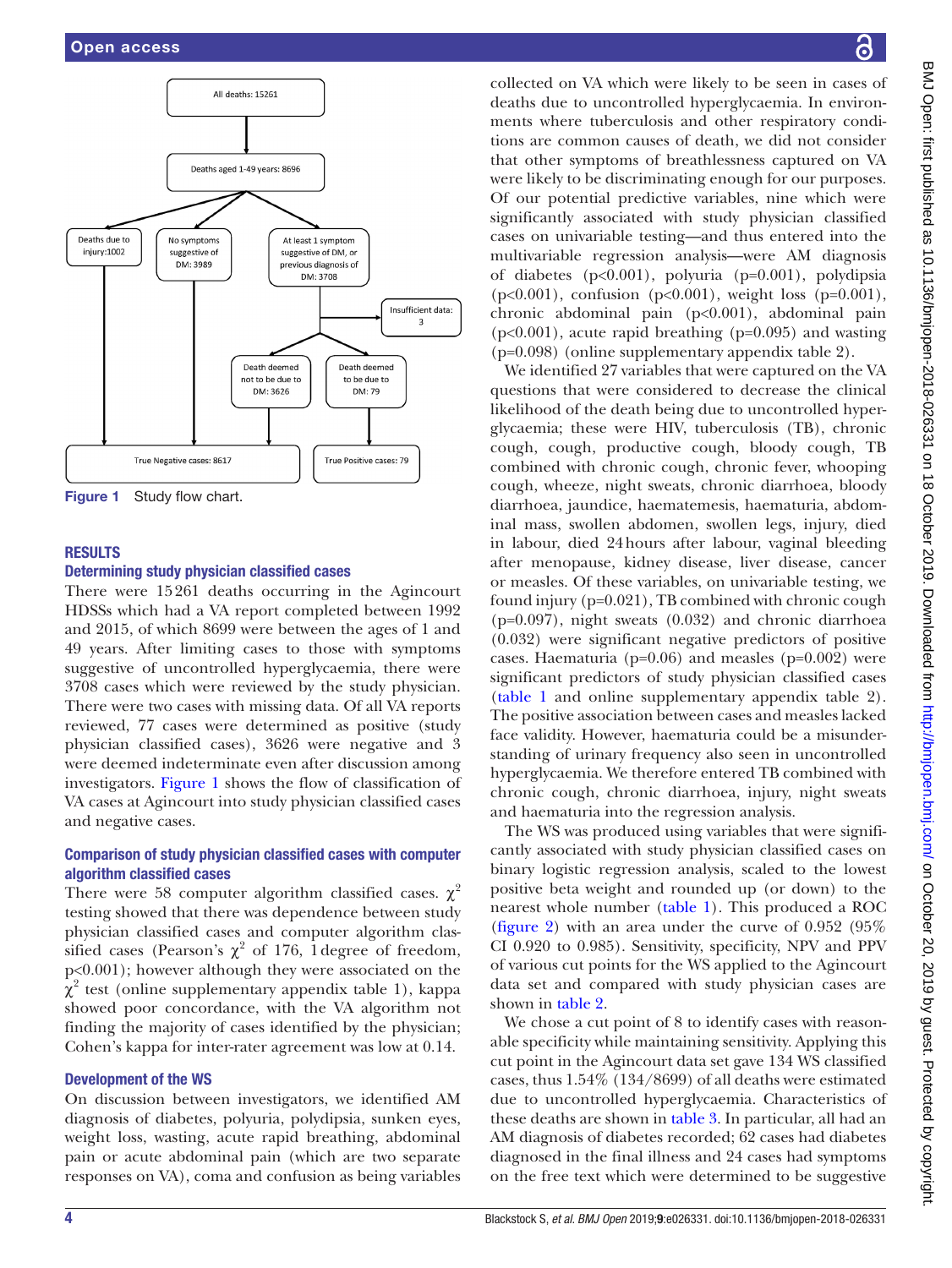All deaths: 15261

Deaths aged 1-49 years: 8696

Deaths due to injury:1002

No symptoms suggestive of DM: 3989

At least 1 symptom suggestive of DM, or previous diagnosis of DM: 3708

Insufficient data: 3

Death deemed not to be due to DM: 3626

Death deemed to be due to DM: 79

True Negative cases: 8617

True Positive cases: 79

**Figure 1** Study flow chart.

## RESULTS

### Determining study physician classified cases

There were 15 261 deaths occurring in the Agincourt HDSSs which had a VA report completed between 1992 and 2015, of which 8699 were between the ages of 1 and 49 years. After limiting cases to those with symptoms suggestive of uncontrolled hyperglycaemia, there were 3708 cases which were reviewed by the study physician. There were two cases with missing data. Of all VA reports reviewed, 77 cases were determined as positive (study physician classified cases), 3626 were negative and 3 were deemed indeterminate even after discussion among investigators. Figure 1 shows the flow of classification of VA cases at Agincourt into study physician classified cases and negative cases.

### Comparison of study physician classified cases with computer algorithm classified cases

There were 58 computer algorithm classified cases. $\chi^2$ testing showed that there was dependence between study physician classified cases and computer algorithm classified cases (Pearson's $\chi^2$ of 176, 1 degree of freedom, p<0.001); however although they were associated on the $\chi^2$ test (online supplementary appendix table 1), kappa showed poor concordance, with the VA algorithm not finding the majority of cases identified by the physician; Cohen's kappa for inter-rater agreement was low at 0.14.

### Development of the WS

On discussion between investigators, we identified AM diagnosis of diabetes, polyuria, polydipsia, sunken eyes, weight loss, wasting, acute rapid breathing, abdominal pain or acute abdominal pain (which are two separate responses on VA), coma and confusion as being variables collected on VA which were likely to be seen in cases of deaths due to uncontrolled hyperglycaemia. In environments where tuberculosis and other respiratory conditions are common causes of death, we did not consider that other symptoms of breathlessness captured on VA were likely to be discriminating enough for our purposes. Of our potential predictive variables, nine which were significantly associated with study physician classified cases on univariable testing—and thus entered into the multivariable regression analysis—were AM diagnosis of diabetes (p<0.001), polyuria (p=0.001), polydipsia (p<0.001), confusion (p<0.001), weight loss (p=0.001), chronic abdominal pain (p<0.001), abdominal pain (p<0.001), acute rapid breathing (p=0.095) and wasting (p=0.098) (online supplementary appendix table 2).

We identified 27 variables that were captured on the VA questions that were considered to decrease the clinical likelihood of the death being due to uncontrolled hyperglycaemia; these were HIV, tuberculosis (TB), chronic cough, cough, productive cough, bloody cough, TB combined with chronic cough, chronic fever, whooping cough, wheeze, night sweats, chronic diarrhoea, bloody diarrhoea, jaundice, haematemesis, haematuria, abdominal mass, swollen abdomen, swollen legs, injury, died in labour, died 24 hours after labour, vaginal bleeding after menopause, kidney disease, liver disease, cancer or measles. Of these variables, on univariable testing, we found injury (p=0.021), TB combined with chronic cough (p=0.097), night sweats (0.032) and chronic diarrhoea (0.032) were significant negative predictors of positive cases. Haematuria (p=0.06) and measles (p=0.002) were significant predictors of study physician classified cases (table 1 and online supplementary appendix table 2). The positive association between cases and measles lacked face validity. However, haematuria could be a misunderstanding of urinary frequency also seen in uncontrolled hyperglycaemia. We therefore entered TB combined with chronic cough, chronic diarrhoea, injury, night sweats and haematuria into the regression analysis.

The WS was produced using variables that were significantly associated with study physician classified cases on binary logistic regression analysis, scaled to the lowest positive beta weight and rounded up (or down) to the nearest whole number (table 1). This produced a ROC (figure 2) with an area under the curve of 0.952 (95% CI 0.920 to 0.985). Sensitivity, specificity, NPV and PPV of various cut points for the WS applied to the Agincourt data set and compared with study physician cases are shown in table 2.

We chose a cut point of 8 to identify cases with reasonable specificity while maintaining sensitivity. Applying this cut point in the Agincourt data set gave 134 WS classified cases, thus 1.54% (134/8699) of all deaths were estimated due to uncontrolled hyperglycaemia. Characteristics of these deaths are shown in table 3. In particular, all had an AM diagnosis of diabetes recorded; 62 cases had diabetes diagnosed in the final illness and 24 cases had symptoms on the free text which were determined to be suggestive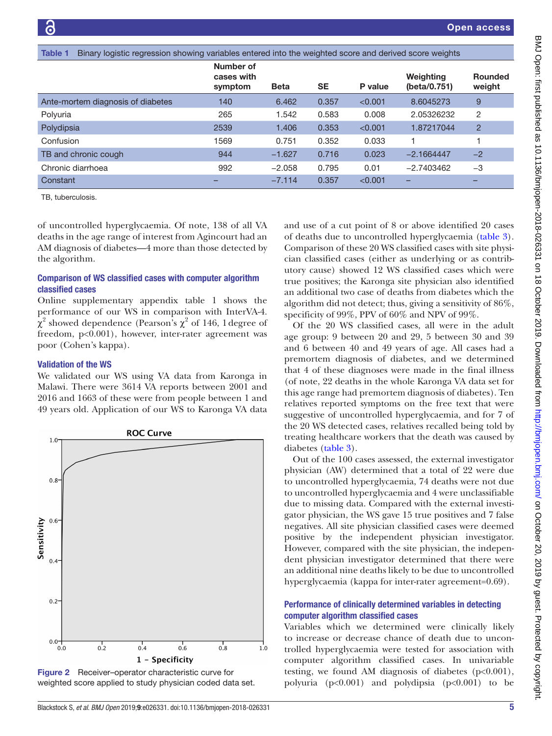Table 1 Binary logistic regression showing variables entered into the weighted score and derived score weights

| | Number of cases with symptom | Beta | SE | P value | Weighting (beta/0.751) | Rounded weight |
|---|---|---|---|---|---|---|
| Ante-mortem diagnosis of diabetes | 140 | 6.462 | 0.357 | <0.001 | 8.6045273 | 9 |
| Polyuria | 265 | 1.542 | 0.583 | 0.008 | 2.05326232 | 2 |
| Polydipsia | 2539 | 1.406 | 0.353 | <0.001 | 1.87217044 | 2 |
| Confusion | 1569 | 0.751 | 0.352 | 0.033 | 1 | 1 |
| TB and chronic cough | 944 | −1.627 | 0.716 | 0.023 | −2.1664447 | −2 |
| Chronic diarrhoea | 992 | −2.058 | 0.795 | 0.01 | −2.7403462 | −3 |
| Constant | – | −7.114 | 0.357 | <0.001 | – | – |

TB, tuberculosis.

of uncontrolled hyperglycaemia. Of note, 138 of all VA deaths in the age range of interest from Agincourt had an AM diagnosis of diabetes—4 more than those detected by the algorithm.

### Comparison of WS classified cases with computer algorithm classified cases

Online supplementary appendix table 1 shows the performance of our WS in comparison with InterVA-4. $\chi^2$ showed dependence (Pearson's $\chi^2$ of 146, 1 degree of freedom, p<0.001), however, inter-rater agreement was poor (Cohen's kappa).

### Validation of the WS

We validated our WS using VA data from Karonga in Malawi. There were 3614 VA reports between 2001 and 2016 and 1663 of these were from people between 1 and 49 years old. Application of our WS to Karonga VA data and use of a cut point of 8 or above identified 20 cases of deaths due to uncontrolled hyperglycaemia (table 3). Comparison of these 20 WS classified cases with site physician classified cases (either as underlying or as contributory cause) showed 12 WS classified cases which were true positives; the Karonga site physician also identified an additional two case of deaths from diabetes which the algorithm did not detect; thus, giving a sensitivity of 86%, specificity of 99%, PPV of 60% and NPV of 99%.

ROC Curve

Sensitivity

1 – Specificity

0.0 0.2 0.4 0.6 0.8 1.0

0.0 0.2 0.4 0.6 0.8 1.0

Figure 2 Receiver–operator characteristic curve for weighted score applied to study physician coded data set.

Of the 20 WS classified cases, all were in the adult age group: 9 between 20 and 29, 5 between 30 and 39 and 6 between 40 and 49 years of age. All cases had a premortem diagnosis of diabetes, and we determined that 4 of these diagnoses were made in the final illness (of note, 22 deaths in the whole Karonga VA data set for this age range had premortem diagnosis of diabetes). Ten relatives reported symptoms on the free text that were suggestive of uncontrolled hyperglycaemia, and for 7 of the 20 WS detected cases, relatives recalled being told by treating healthcare workers that the death was caused by diabetes (table 3).

Out of the 100 cases assessed, the external investigator physician (AW) determined that a total of 22 were due to uncontrolled hyperglycaemia, 74 deaths were not due to uncontrolled hyperglycaemia and 4 were unclassifiable due to missing data. Compared with the external investigator physician, the WS gave 15 true positives and 7 false negatives. All site physician classified cases were deemed positive by the independent physician investigator. However, compared with the site physician, the independent physician investigator determined that there were an additional nine deaths likely to be due to uncontrolled hyperglycaemia (kappa for inter-rater agreement=0.69).

### Performance of clinically determined variables in detecting computer algorithm classified cases

Variables which we determined were clinically likely to increase or decrease chance of death due to uncontrolled hyperglycaemia were tested for association with computer algorithm classified cases. In univariable testing, we found AM diagnosis of diabetes (p<0.001), polyuria (p<0.001) and polydipsia (p<0.001) to be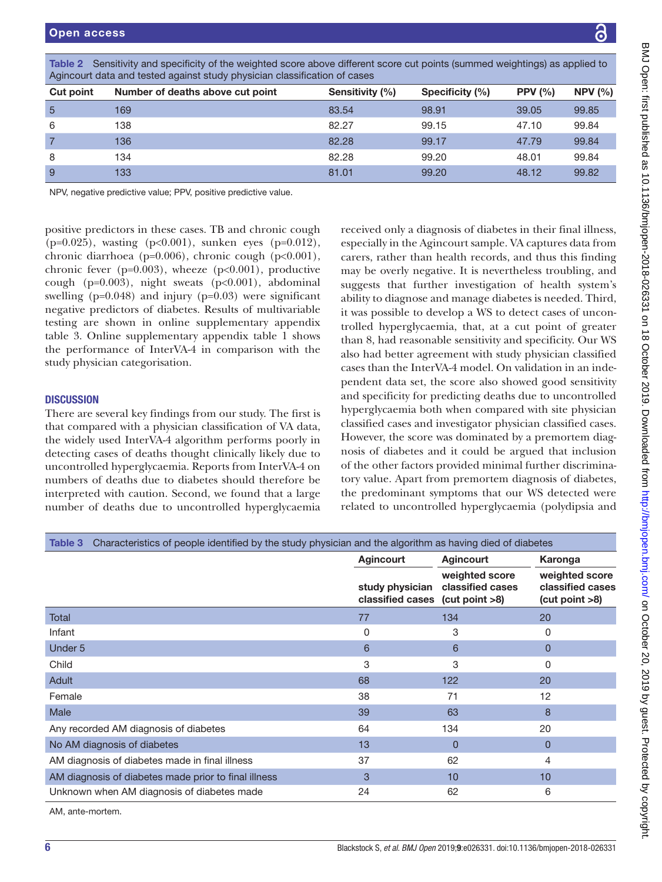Table 2 Sensitivity and specificity of the weighted score above different score cut points (summed weightings) as applied to Agincourt data and tested against study physician classification of cases

| Cut point | Number of deaths above cut point | Sensitivity (%) | Specificity (%) | PPV (%) | NPV (%) |
|---|---|---|---|---|---|
| 5 | 169 | 83.54 | 98.91 | 39.05 | 99.85 |
| 6 | 138 | 82.27 | 99.15 | 47.10 | 99.84 |
| 7 | 136 | 82.28 | 99.17 | 47.79 | 99.84 |
| 8 | 134 | 82.28 | 99.20 | 48.01 | 99.84 |
| 9 | 133 | 81.01 | 99.20 | 48.12 | 99.82 |

NPV, negative predictive value; PPV, positive predictive value.

positive predictors in these cases. TB and chronic cough ($p=0.025$), wasting ($p<0.001$), sunken eyes ($p=0.012$), chronic diarrhoea ($p=0.006$), chronic cough ($p<0.001$), chronic fever ($p=0.003$), wheeze ($p<0.001$), productive cough ($p=0.003$), night sweats ($p<0.001$), abdominal swelling ($p=0.048$) and injury ($p=0.03$) were significant negative predictors of diabetes. Results of multivariable testing are shown in online supplementary appendix table 3. Online supplementary appendix table 1 shows the performance of InterVA-4 in comparison with the study physician categorisation.

## DISCUSSION

There are several key findings from our study. The first is that compared with a physician classification of VA data, the widely used InterVA-4 algorithm performs poorly in detecting cases of deaths thought clinically likely due to uncontrolled hyperglycaemia. Reports from InterVA-4 on numbers of deaths due to diabetes should therefore be interpreted with caution. Second, we found that a large number of deaths due to uncontrolled hyperglycaemia received only a diagnosis of diabetes in their final illness, especially in the Agincourt sample. VA captures data from carers, rather than health records, and thus this finding may be overly negative. It is nevertheless troubling, and suggests that further investigation of health system's ability to diagnose and manage diabetes is needed. Third, it was possible to develop a WS to detect cases of uncontrolled hyperglycaemia, that, at a cut point of greater than 8, had reasonable sensitivity and specificity. Our WS also had better agreement with study physician classified cases than the InterVA-4 model. On validation in an independent data set, the score also showed good sensitivity and specificity for predicting deaths due to uncontrolled hyperglycaemia both when compared with site physician classified cases and investigator physician classified cases. However, the score was dominated by a premortem diagnosis of diabetes and it could be argued that inclusion of the other factors provided minimal further discriminatory value. Apart from premortem diagnosis of diabetes, the predominant symptoms that our WS detected were related to uncontrolled hyperglycaemia (polydipsia and

Table 3 Characteristics of people identified by the study physician and the algorithm as having died of diabetes

| | Agincourt study physician classified cases | Agincourt weighted score classified cases (cut point >8) | Karonga weighted score classified cases (cut point >8) |
|---|---|---|---|
| Total | 77 | 134 | 20 |
| Infant | 0 | 3 | 0 |
| Under 5 | 6 | 6 | 0 |
| Child | 3 | 3 | 0 |
| Adult | 68 | 122 | 20 |
| Female | 38 | 71 | 12 |
| Male | 39 | 63 | 8 |
| Any recorded AM diagnosis of diabetes | 64 | 134 | 20 |
| No AM diagnosis of diabetes | 13 | 0 | 0 |
| AM diagnosis of diabetes made in final illness | 37 | 62 | 4 |
| AM diagnosis of diabetes made prior to final illness | 3 | 10 | 10 |
| Unknown when AM diagnosis of diabetes made | 24 | 62 | 6 |

AM, ante-mortem.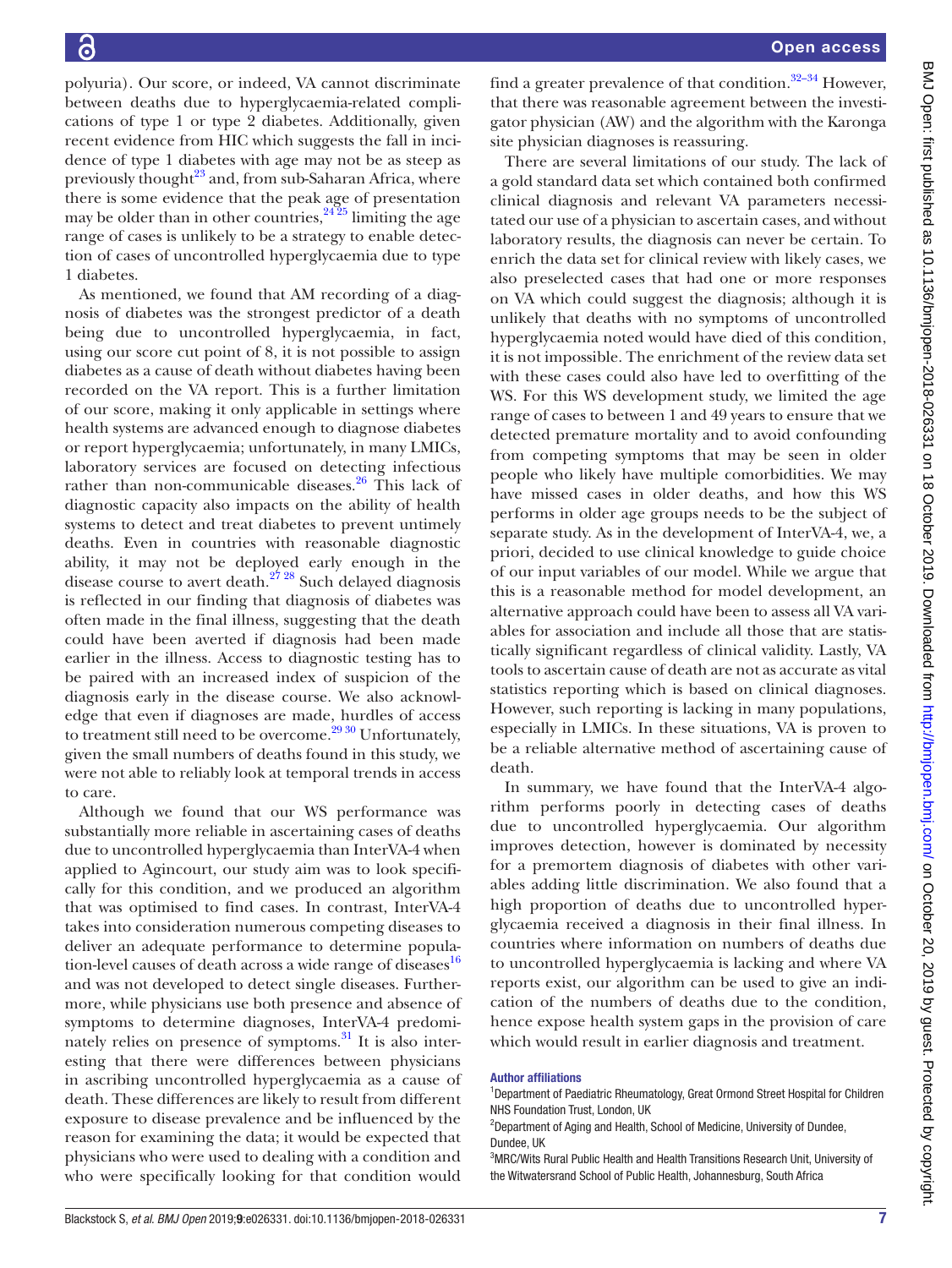polyuria). Our score, or indeed, VA cannot discriminate between deaths due to hyperglycaemia-related complications of type 1 or type 2 diabetes. Additionally, given recent evidence from HIC which suggests the fall in incidence of type 1 diabetes with age may not be as steep as previously thought[23] and, from sub-Saharan Africa, where there is some evidence that the peak age of presentation may be older than in other countries,[24 25] limiting the age range of cases is unlikely to be a strategy to enable detection of cases of uncontrolled hyperglycaemia due to type 1 diabetes.

As mentioned, we found that AM recording of a diagnosis of diabetes was the strongest predictor of a death being due to uncontrolled hyperglycaemia, in fact, using our score cut point of 8, it is not possible to assign diabetes as a cause of death without diabetes having been recorded on the VA report. This is a further limitation of our score, making it only applicable in settings where health systems are advanced enough to diagnose diabetes or report hyperglycaemia; unfortunately, in many LMICs, laboratory services are focused on detecting infectious rather than non-communicable diseases.[26] This lack of diagnostic capacity also impacts on the ability of health systems to detect and treat diabetes to prevent untimely deaths. Even in countries with reasonable diagnostic ability, it may not be deployed early enough in the disease course to avert death.[27 28] Such delayed diagnosis is reflected in our finding that diagnosis of diabetes was often made in the final illness, suggesting that the death could have been averted if diagnosis had been made earlier in the illness. Access to diagnostic testing has to be paired with an increased index of suspicion of the diagnosis early in the disease course. We also acknowledge that even if diagnoses are made, hurdles of access to treatment still need to be overcome.[29 30] Unfortunately, given the small numbers of deaths found in this study, we were not able to reliably look at temporal trends in access to care.

Although we found that our WS performance was substantially more reliable in ascertaining cases of deaths due to uncontrolled hyperglycaemia than InterVA-4 when applied to Agincourt, our study aim was to look specifically for this condition, and we produced an algorithm that was optimised to find cases. In contrast, InterVA-4 takes into consideration numerous competing diseases to deliver an adequate performance to determine population-level causes of death across a wide range of diseases[16] and was not developed to detect single diseases. Furthermore, while physicians use both presence and absence of symptoms to determine diagnoses, InterVA-4 predominately relies on presence of symptoms.[31] It is also interesting that there were differences between physicians in ascribing uncontrolled hyperglycaemia as a cause of death. These differences are likely to result from different exposure to disease prevalence and be influenced by the reason for examining the data; it would be expected that physicians who were used to dealing with a condition and who were specifically looking for that condition would find a greater prevalence of that condition.[32–34] However, that there was reasonable agreement between the investigator physician (AW) and the algorithm with the Karonga site physician diagnoses is reassuring.

There are several limitations of our study. The lack of a gold standard data set which contained both confirmed clinical diagnosis and relevant VA parameters necessitated our use of a physician to ascertain cases, and without laboratory results, the diagnosis can never be certain. To enrich the data set for clinical review with likely cases, we also preselected cases that had one or more responses on VA which could suggest the diagnosis; although it is unlikely that deaths with no symptoms of uncontrolled hyperglycaemia noted would have died of this condition, it is not impossible. The enrichment of the review data set with these cases could also have led to overfitting of the WS. For this WS development study, we limited the age range of cases to between 1 and 49 years to ensure that we detected premature mortality and to avoid confounding from competing symptoms that may be seen in older people who likely have multiple comorbidities. We may have missed cases in older deaths, and how this WS performs in older age groups needs to be the subject of separate study. As in the development of InterVA-4, we, a priori, decided to use clinical knowledge to guide choice of our input variables of our model. While we argue that this is a reasonable method for model development, an alternative approach could have been to assess all VA variables for association and include all those that are statistically significant regardless of clinical validity. Lastly, VA tools to ascertain cause of death are not as accurate as vital statistics reporting which is based on clinical diagnoses. However, such reporting is lacking in many populations, especially in LMICs. In these situations, VA is proven to be a reliable alternative method of ascertaining cause of death.

In summary, we have found that the InterVA-4 algorithm performs poorly in detecting cases of deaths due to uncontrolled hyperglycaemia. Our algorithm improves detection, however is dominated by necessity for a premortem diagnosis of diabetes with other variables adding little discrimination. We also found that a high proportion of deaths due to uncontrolled hyperglycaemia received a diagnosis in their final illness. In countries where information on numbers of deaths due to uncontrolled hyperglycaemia is lacking and where VA reports exist, our algorithm can be used to give an indication of the numbers of deaths due to the condition, hence expose health system gaps in the provision of care which would result in earlier diagnosis and treatment.

**Author affiliations**

[1]Department of Paediatric Rheumatology, Great Ormond Street Hospital for Children NHS Foundation Trust, London, UK

[2]Department of Aging and Health, School of Medicine, University of Dundee, Dundee, UK

[3]MRC/Wits Rural Public Health and Health Transitions Research Unit, University of the Witwatersrand School of Public Health, Johannesburg, South Africa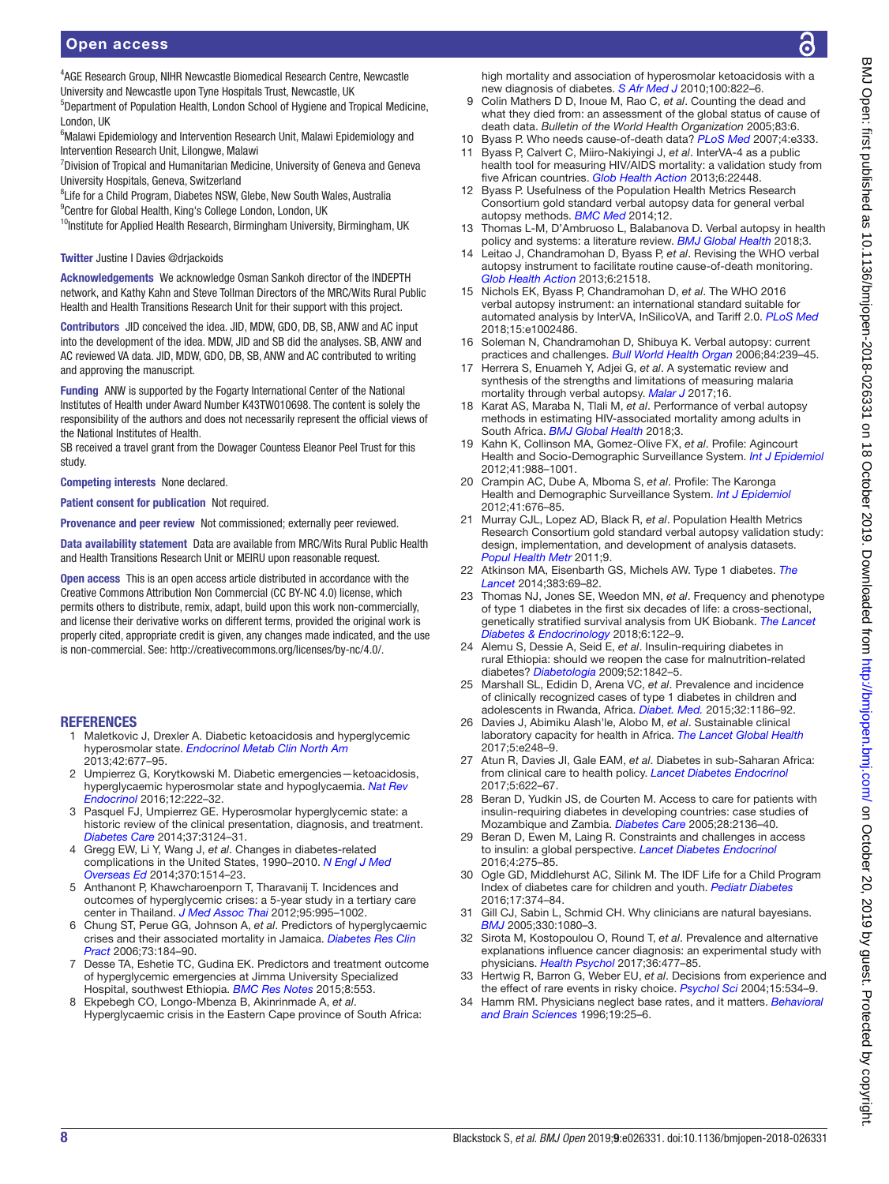[4]AGE Research Group, NIHR Newcastle Biomedical Research Centre, Newcastle University and Newcastle upon Tyne Hospitals Trust, Newcastle, UK
[5]Department of Population Health, London School of Hygiene and Tropical Medicine, London, UK
[6]Malawi Epidemiology and Intervention Research Unit, Malawi Epidemiology and Intervention Research Unit, Lilongwe, Malawi
[7]Division of Tropical and Humanitarian Medicine, University of Geneva and Geneva University Hospitals, Geneva, Switzerland
[8]Life for a Child Program, Diabetes NSW, Glebe, New South Wales, Australia
[9]Centre for Global Health, King's College London, London, UK
[10]Institute for Applied Health Research, Birmingham University, Birmingham, UK

**Twitter** Justine I Davies @drjackoids

**Acknowledgements** We acknowledge Osman Sankoh director of the INDEPTH network, and Kathy Kahn and Steve Tollman Directors of the MRC/Wits Rural Public Health and Health Transitions Research Unit for their support with this project.

**Contributors** JID conceived the idea. JID, MDW, GDO, DB, SB, ANW and AC input into the development of the idea. MDW, JID and SB did the analyses. SB, ANW and AC reviewed VA data. JID, MDW, GDO, DB, SB, ANW and AC contributed to writing and approving the manuscript.

**Funding** ANW is supported by the Fogarty International Center of the National Institutes of Health under Award Number K43TW010698. The content is solely the responsibility of the authors and does not necessarily represent the official views of the National Institutes of Health.
SB received a travel grant from the Dowager Countess Eleanor Peel Trust for this study.

**Competing interests** None declared.

**Patient consent for publication** Not required.

**Provenance and peer review** Not commissioned; externally peer reviewed.

**Data availability statement** Data are available from MRC/Wits Rural Public Health and Health Transitions Research Unit or MEIRU upon reasonable request.

**Open access** This is an open access article distributed in accordance with the Creative Commons Attribution Non Commercial (CC BY-NC 4.0) license, which permits others to distribute, remix, adapt, build upon this work non-commercially, and license their derivative works on different terms, provided the original work is properly cited, appropriate credit is given, any changes made indicated, and the use is non-commercial. See: http://creativecommons.org/licenses/by-nc/4.0/.

## REFERENCES

1. Maletkovic J, Drexler A. Diabetic ketoacidosis and hyperglycemic hyperosmolar state. *Endocrinol Metab Clin North Am* 2013;42:677–95.
2. Umpierrez G, Korytkowski M. Diabetic emergencies—ketoacidosis, hyperglycaemic hyperosmolar state and hypoglycaemia. *Nat Rev Endocrinol* 2016;12:222–32.
3. Pasquel FJ, Umpierrez GE. Hyperosmolar hyperglycemic state: a historic review of the clinical presentation, diagnosis, and treatment. *Diabetes Care* 2014;37:3124–31.
4. Gregg EW, Li Y, Wang J, *et al*. Changes in diabetes-related complications in the United States, 1990–2010. *N Engl J Med Overseas Ed* 2014;370:1514–23.
5. Anthanont P, Khawcharoenporn T, Tharavanij T. Incidences and outcomes of hyperglycemic crises: a 5-year study in a tertiary care center in Thailand. *J Med Assoc Thai* 2012;95:995–1002.
6. Chung ST, Perue GG, Johnson A, *et al*. Predictors of hyperglycaemic crises and their associated mortality in Jamaica. *Diabetes Res Clin Pract* 2006;73:184–90.
7. Desse TA, Eshetie TC, Gudina EK. Predictors and treatment outcome of hyperglycemic emergencies at Jimma University Specialized Hospital, southwest Ethiopia. *BMC Res Notes* 2015;8:553.
8. Ekpebegh CO, Longo-Mbenza B, Akinrinmade A, *et al*. Hyperglycaemic crisis in the Eastern Cape province of South Africa: high mortality and association of hyperosmolar ketoacidosis with a new diagnosis of diabetes. *S Afr Med J* 2010;100:822–6.
9. Colin Mathers D D, Inoue M, Rao C, *et al*. Counting the dead and what they died from: an assessment of the global status of cause of death data. *Bulletin of the World Health Organization* 2005;83:6.
10. Byass P. Who needs cause-of-death data? *PLoS Med* 2007;4:e333.
11. Byass P, Calvert C, Miiro-Nakiyingi J, *et al*. InterVA-4 as a public health tool for measuring HIV/AIDS mortality: a validation study from five African countries. *Glob Health Action* 2013;6:22448.
12. Byass P. Usefulness of the Population Health Metrics Research Consortium gold standard verbal autopsy data for general verbal autopsy methods. *BMC Med* 2014;12.
13. Thomas L-M, D'Ambruoso L, Balabanova D. Verbal autopsy in health policy and systems: a literature review. *BMJ Global Health* 2018;3.
14. Leitao J, Chandramohan D, Byass P, *et al*. Revising the WHO verbal autopsy instrument to facilitate routine cause-of-death monitoring. *Glob Health Action* 2013;6:21518.
15. Nichols EK, Byass P, Chandramohan D, *et al*. The WHO 2016 verbal autopsy instrument: an international standard suitable for automated analysis by InterVA, InSilicoVA, and Tariff 2.0. *PLoS Med* 2018;15:e1002486.
16. Soleman N, Chandramohan D, Shibuya K. Verbal autopsy: current practices and challenges. *Bull World Health Organ* 2006;84:239–45.
17. Herrera S, Enuameh Y, Adjei G, *et al*. A systematic review and synthesis of the strengths and limitations of measuring malaria mortality through verbal autopsy. *Malar J* 2017;16.
18. Karat AS, Maraba N, Tlali M, *et al*. Performance of verbal autopsy methods in estimating HIV-associated mortality among adults in South Africa. *BMJ Global Health* 2018;3.
19. Kahn K, Collinson MA, Gomez-Olive FX, *et al*. Profile: Agincourt Health and Socio-Demographic Surveillance System. *Int J Epidemiol* 2012;41:988–1001.
20. Crampin AC, Dube A, Mboma S, *et al*. Profile: The Karonga Health and Demographic Surveillance System. *Int J Epidemiol* 2012;41:676–85.
21. Murray CJL, Lopez AD, Black R, *et al*. Population Health Metrics Research Consortium gold standard verbal autopsy validation study: design, implementation, and development of analysis datasets. *Popul Health Metr* 2011;9.
22. Atkinson MA, Eisenbarth GS, Michels AW. Type 1 diabetes. *The Lancet* 2014;383:69–82.
23. Thomas NJ, Jones SE, Weedon MN, *et al*. Frequency and phenotype of type 1 diabetes in the first six decades of life: a cross-sectional, genetically stratified survival analysis from UK Biobank. *The Lancet Diabetes & Endocrinology* 2018;6:122–9.
24. Alemu S, Dessie A, Seid E, *et al*. Insulin-requiring diabetes in rural Ethiopia: should we reopen the case for malnutrition-related diabetes? *Diabetologia* 2009;52:1842–5.
25. Marshall SL, Edidin D, Arena VC, *et al*. Prevalence and incidence of clinically recognized cases of type 1 diabetes in children and adolescents in Rwanda, Africa. *Diabet. Med.* 2015;32:1186–92.
26. Davies J, Abimiku Alash'le, Alobo M, *et al*. Sustainable clinical laboratory capacity for health in Africa. *The Lancet Global Health* 2017;5:e248–9.
27. Atun R, Davies JI, Gale EAM, *et al*. Diabetes in sub-Saharan Africa: from clinical care to health policy. *Lancet Diabetes Endocrinol* 2017;5:622–67.
28. Beran D, Yudkin JS, de Courten M. Access to care for patients with insulin-requiring diabetes in developing countries: case studies of Mozambique and Zambia. *Diabetes Care* 2005;28:2136–40.
29. Beran D, Ewen M, Laing R. Constraints and challenges in access to insulin: a global perspective. *Lancet Diabetes Endocrinol* 2016;4:275–85.
30. Ogle GD, Middlehurst AC, Silink M. The IDF Life for a Child Program Index of diabetes care for children and youth. *Pediatr Diabetes* 2016;17:374–84.
31. Gill CJ, Sabin L, Schmid CH. Why clinicians are natural bayesians. *BMJ* 2005;330:1080–3.
32. Sirota M, Kostopoulou O, Round T, *et al*. Prevalence and alternative explanations influence cancer diagnosis: an experimental study with physicians. *Health Psychol* 2017;36:477–85.
33. Hertwig R, Barron G, Weber EU, *et al*. Decisions from experience and the effect of rare events in risky choice. *Psychol Sci* 2004;15:534–9.
34. Hamm RM. Physicians neglect base rates, and it matters. *Behavioral and Brain Sciences* 1996;19:25–6.